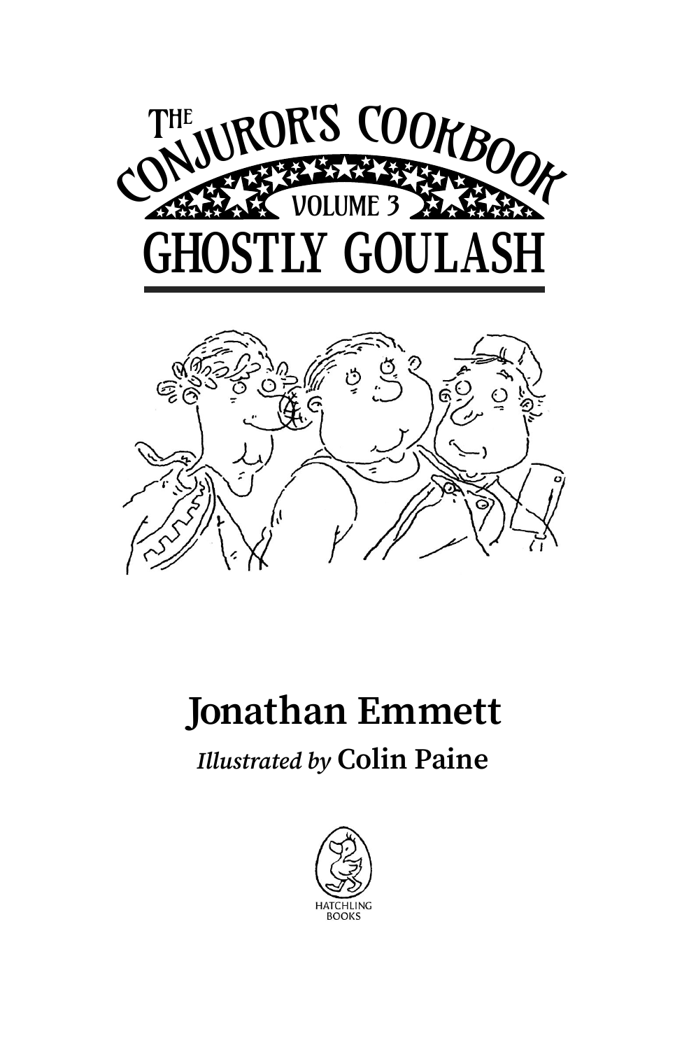# The Conjuror's Cookbook

## Volume 3

# Ghostly Goulash

**Jonathan Emmett**

*Illustrated by* **Colin Paine**

HATCHLING BOOKS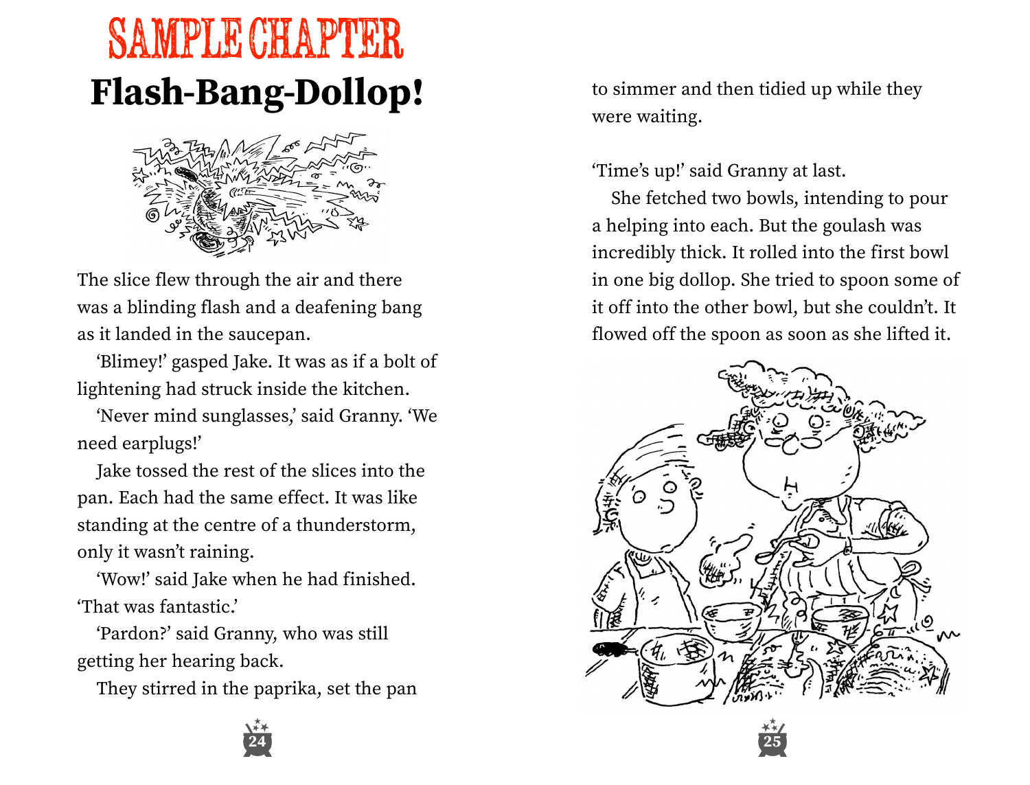# SAMPLE CHAPTER

# Flash-Bang-Dollop!

The slice flew through the air and there was a blinding flash and a deafening bang as it landed in the saucepan.

'Blimey!' gasped Jake. It was as if a bolt of lightening had struck inside the kitchen.

'Never mind sunglasses,' said Granny. 'We need earplugs!'

Jake tossed the rest of the slices into the pan. Each had the same effect. It was like standing at the centre of a thunderstorm, only it wasn't raining.

'Wow!' said Jake when he had finished. 'That was fantastic.'

'Pardon?' said Granny, who was still getting her hearing back.

They stirred in the paprika, set the pan to simmer and then tidied up while they were waiting.

'Time's up!' said Granny at last.

She fetched two bowls, intending to pour a helping into each. But the goulash was incredibly thick. It rolled into the first bowl in one big dollop. She tried to spoon some of it off into the other bowl, but she couldn't. It flowed off the spoon as soon as she lifted it.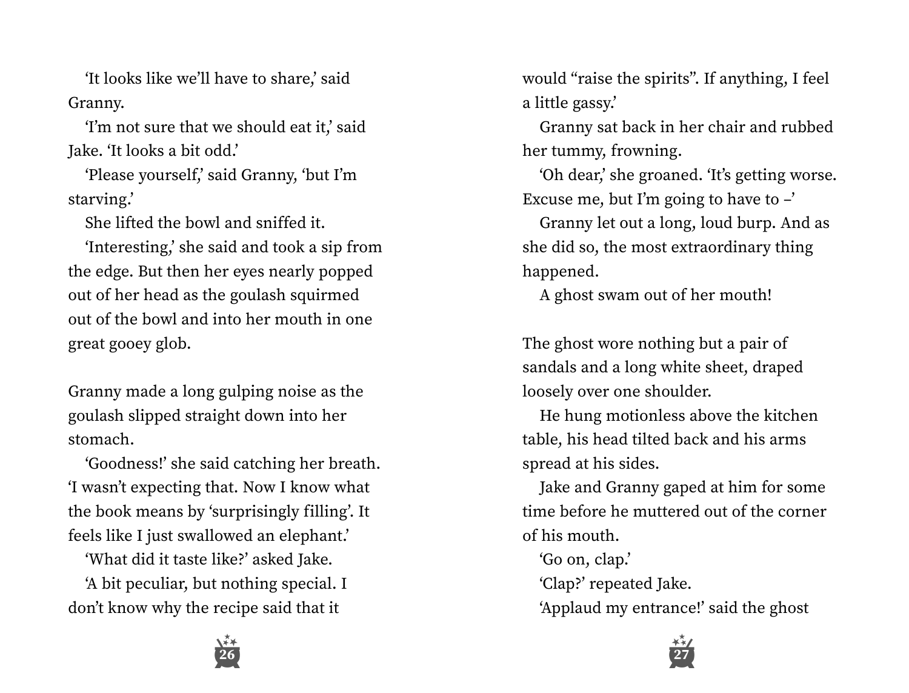'It looks like we'll have to share,' said Granny.

'I'm not sure that we should eat it,' said Jake. 'It looks a bit odd.'

'Please yourself,' said Granny, 'but I'm starving.'

She lifted the bowl and sniffed it.

'Interesting,' she said and took a sip from the edge. But then her eyes nearly popped out of her head as the goulash squirmed out of the bowl and into her mouth in one great gooey glob.

Granny made a long gulping noise as the goulash slipped straight down into her stomach.

'Goodness!' she said catching her breath. 'I wasn't expecting that. Now I know what the book means by 'surprisingly filling'. It feels like I just swallowed an elephant.'

'What did it taste like?' asked Jake.

'A bit peculiar, but nothing special. I don't know why the recipe said that it would "raise the spirits". If anything, I feel a little gassy.'

Granny sat back in her chair and rubbed her tummy, frowning.

'Oh dear,' she groaned. 'It's getting worse. Excuse me, but I'm going to have to –'

Granny let out a long, loud burp. And as she did so, the most extraordinary thing happened.

A ghost swam out of her mouth!

The ghost wore nothing but a pair of sandals and a long white sheet, draped loosely over one shoulder.

He hung motionless above the kitchen table, his head tilted back and his arms spread at his sides.

Jake and Granny gaped at him for some time before he muttered out of the corner of his mouth.

'Go on, clap.'

'Clap?' repeated Jake.

'Applaud my entrance!' said the ghost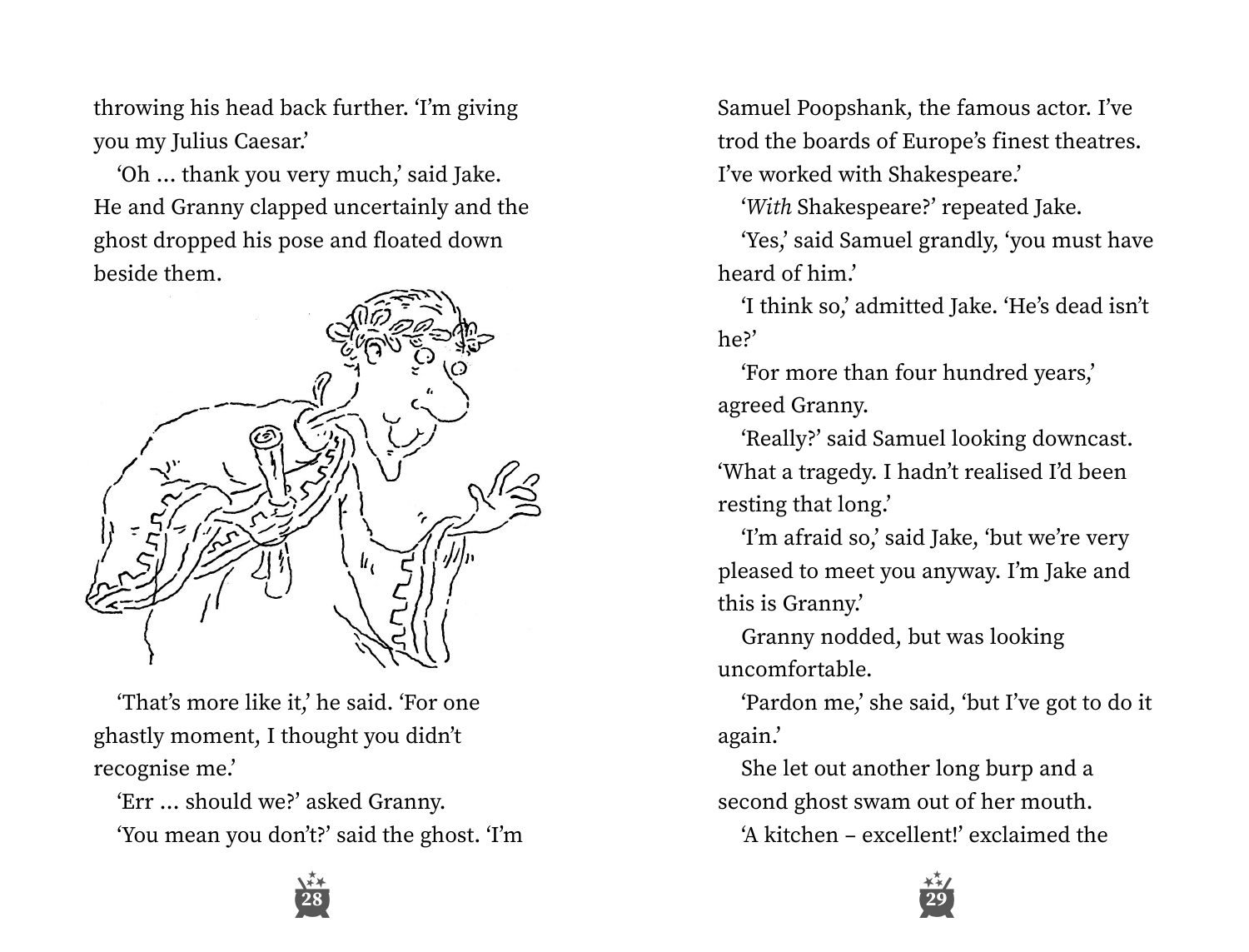throwing his head back further. 'I'm giving you my Julius Caesar.'

'Oh … thank you very much,' said Jake. He and Granny clapped uncertainly and the ghost dropped his pose and floated down beside them.

'That's more like it,' he said. 'For one ghastly moment, I thought you didn't recognise me.'

'Err … should we?' asked Granny.

'You mean you don't?' said the ghost. 'I'm Samuel Poopshank, the famous actor. I've trod the boards of Europe's finest theatres. I've worked with Shakespeare.'

'*With* Shakespeare?' repeated Jake.

'Yes,' said Samuel grandly, 'you must have heard of him.'

'I think so,' admitted Jake. 'He's dead isn't he?'

'For more than four hundred years,' agreed Granny.

'Really?' said Samuel looking downcast. 'What a tragedy. I hadn't realised I'd been resting that long.'

'I'm afraid so,' said Jake, 'but we're very pleased to meet you anyway. I'm Jake and this is Granny.'

Granny nodded, but was looking uncomfortable.

'Pardon me,' she said, 'but I've got to do it again.'

She let out another long burp and a second ghost swam out of her mouth.

'A kitchen – excellent!' exclaimed the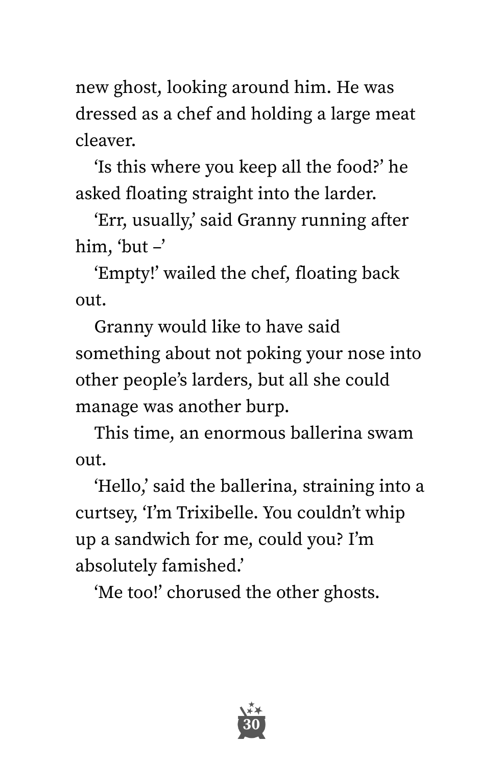new ghost, looking around him. He was dressed as a chef and holding a large meat cleaver.

'Is this where you keep all the food?' he asked floating straight into the larder.

'Err, usually,' said Granny running after him, 'but –'

'Empty!' wailed the chef, floating back out.

Granny would like to have said something about not poking your nose into other people's larders, but all she could manage was another burp.

This time, an enormous ballerina swam out.

'Hello,' said the ballerina, straining into a curtsey, 'I'm Trixibelle. You couldn't whip up a sandwich for me, could you? I'm absolutely famished.'

'Me too!' chorused the other ghosts.